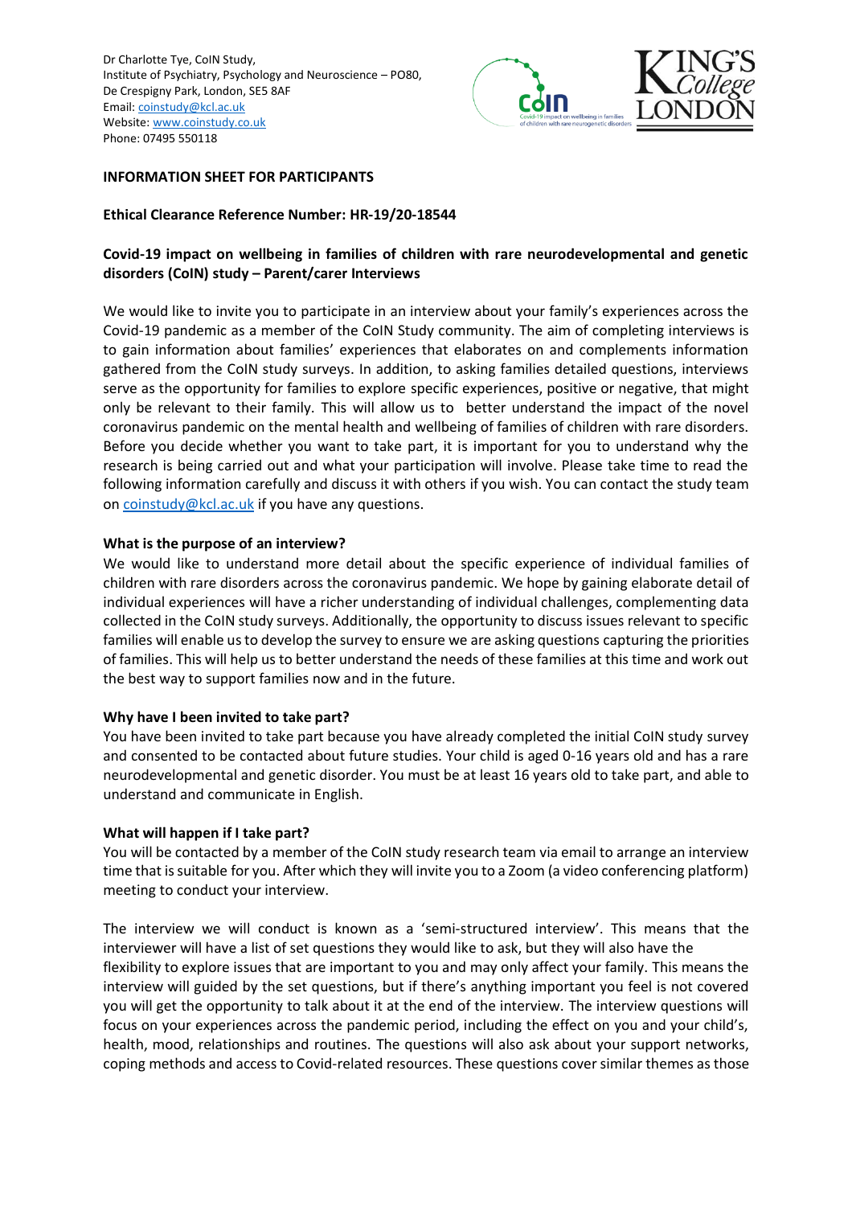Dr Charlotte Tye, CoIN Study,
Institute of Psychiatry, Psychology and Neuroscience – PO80,
De Crespigny Park, London, SE5 8AF
Email: coinstudy@kcl.ac.uk
Website: www.coinstudy.co.uk
Phone: 07495 550118

**INFORMATION SHEET FOR PARTICIPANTS**

**Ethical Clearance Reference Number: HR-19/20-18544**

**Covid-19 impact on wellbeing in families of children with rare neurodevelopmental and genetic disorders (CoIN) study – Parent/carer Interviews**

We would like to invite you to participate in an interview about your family's experiences across the Covid-19 pandemic as a member of the CoIN Study community. The aim of completing interviews is to gain information about families' experiences that elaborates on and complements information gathered from the CoIN study surveys. In addition, to asking families detailed questions, interviews serve as the opportunity for families to explore specific experiences, positive or negative, that might only be relevant to their family. This will allow us to better understand the impact of the novel coronavirus pandemic on the mental health and wellbeing of families of children with rare disorders. Before you decide whether you want to take part, it is important for you to understand why the research is being carried out and what your participation will involve. Please take time to read the following information carefully and discuss it with others if you wish. You can contact the study team on coinstudy@kcl.ac.uk if you have any questions.

**What is the purpose of an interview?**

We would like to understand more detail about the specific experience of individual families of children with rare disorders across the coronavirus pandemic. We hope by gaining elaborate detail of individual experiences will have a richer understanding of individual challenges, complementing data collected in the CoIN study surveys. Additionally, the opportunity to discuss issues relevant to specific families will enable us to develop the survey to ensure we are asking questions capturing the priorities of families. This will help us to better understand the needs of these families at this time and work out the best way to support families now and in the future.

**Why have I been invited to take part?**

You have been invited to take part because you have already completed the initial CoIN study survey and consented to be contacted about future studies. Your child is aged 0-16 years old and has a rare neurodevelopmental and genetic disorder. You must be at least 16 years old to take part, and able to understand and communicate in English.

**What will happen if I take part?**

You will be contacted by a member of the CoIN study research team via email to arrange an interview time that is suitable for you. After which they will invite you to a Zoom (a video conferencing platform) meeting to conduct your interview.

The interview we will conduct is known as a 'semi-structured interview'. This means that the interviewer will have a list of set questions they would like to ask, but they will also have the flexibility to explore issues that are important to you and may only affect your family. This means the interview will guided by the set questions, but if there's anything important you feel is not covered you will get the opportunity to talk about it at the end of the interview. The interview questions will focus on your experiences across the pandemic period, including the effect on you and your child's, health, mood, relationships and routines. The questions will also ask about your support networks, coping methods and access to Covid-related resources. These questions cover similar themes as those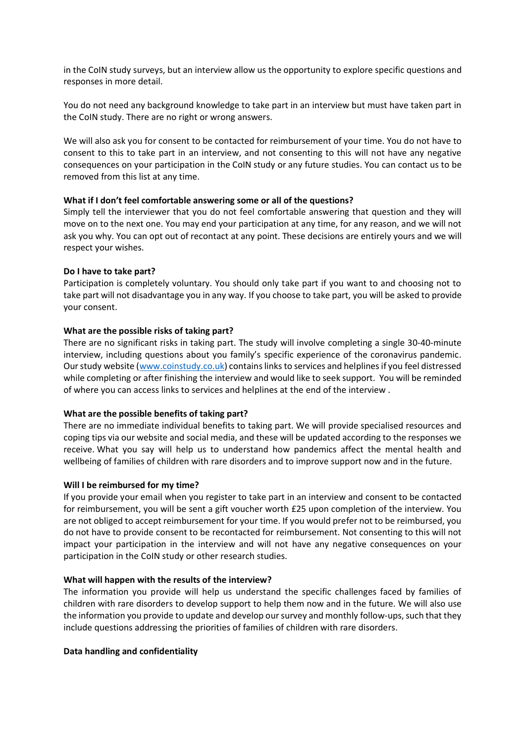in the CoIN study surveys, but an interview allow us the opportunity to explore specific questions and responses in more detail.

You do not need any background knowledge to take part in an interview but must have taken part in the CoIN study. There are no right or wrong answers.

We will also ask you for consent to be contacted for reimbursement of your time. You do not have to consent to this to take part in an interview, and not consenting to this will not have any negative consequences on your participation in the CoIN study or any future studies. You can contact us to be removed from this list at any time.

**What if I don't feel comfortable answering some or all of the questions?**

Simply tell the interviewer that you do not feel comfortable answering that question and they will move on to the next one. You may end your participation at any time, for any reason, and we will not ask you why. You can opt out of recontact at any point. These decisions are entirely yours and we will respect your wishes.

**Do I have to take part?**

Participation is completely voluntary. You should only take part if you want to and choosing not to take part will not disadvantage you in any way. If you choose to take part, you will be asked to provide your consent.

**What are the possible risks of taking part?**

There are no significant risks in taking part. The study will involve completing a single 30-40-minute interview, including questions about you family's specific experience of the coronavirus pandemic. Our study website ([www.coinstudy.co.uk](www.coinstudy.co.uk)) contains links to services and helplines if you feel distressed while completing or after finishing the interview and would like to seek support. You will be reminded of where you can access links to services and helplines at the end of the interview .

**What are the possible benefits of taking part?**

There are no immediate individual benefits to taking part. We will provide specialised resources and coping tips via our website and social media, and these will be updated according to the responses we receive. What you say will help us to understand how pandemics affect the mental health and wellbeing of families of children with rare disorders and to improve support now and in the future.

**Will I be reimbursed for my time?**

If you provide your email when you register to take part in an interview and consent to be contacted for reimbursement, you will be sent a gift voucher worth £25 upon completion of the interview. You are not obliged to accept reimbursement for your time. If you would prefer not to be reimbursed, you do not have to provide consent to be recontacted for reimbursement. Not consenting to this will not impact your participation in the interview and will not have any negative consequences on your participation in the CoIN study or other research studies.

**What will happen with the results of the interview?**

The information you provide will help us understand the specific challenges faced by families of children with rare disorders to develop support to help them now and in the future. We will also use the information you provide to update and develop our survey and monthly follow-ups, such that they include questions addressing the priorities of families of children with rare disorders.

**Data handling and confidentiality**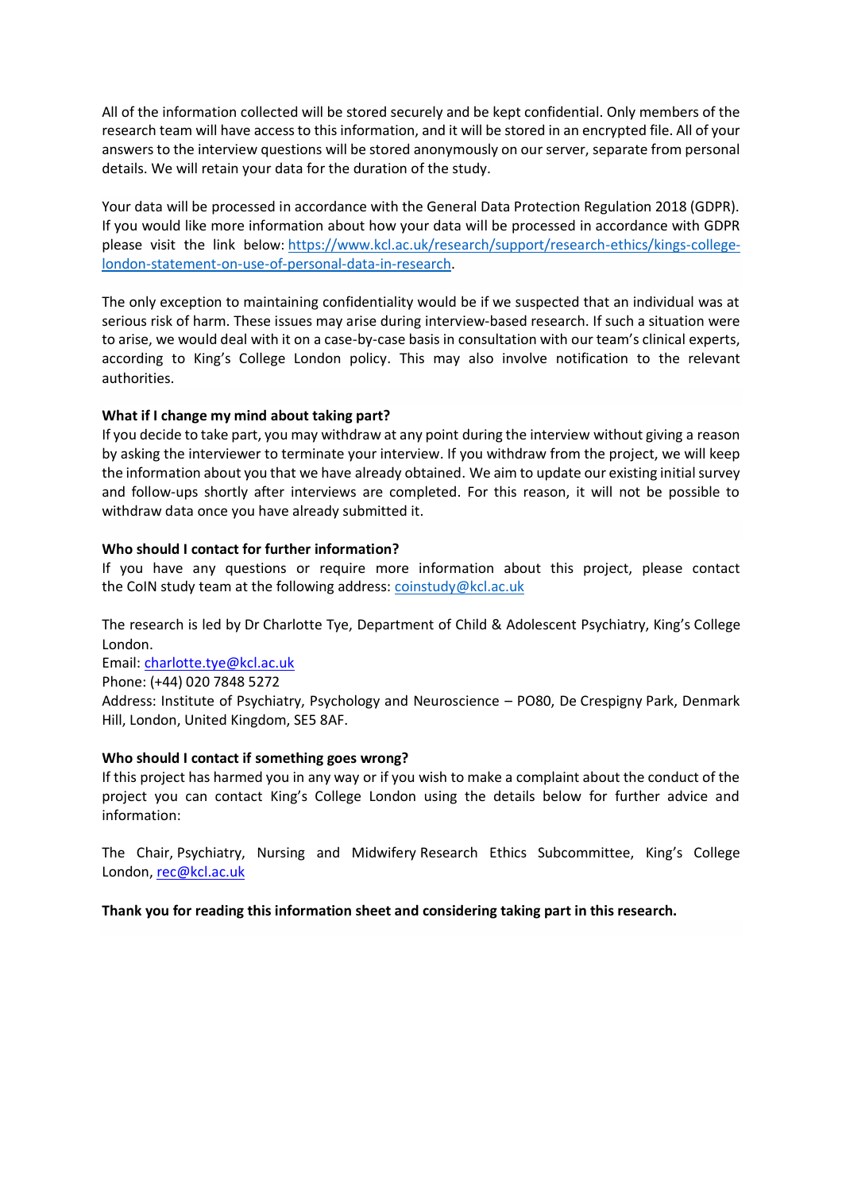All of the information collected will be stored securely and be kept confidential. Only members of the research team will have access to this information, and it will be stored in an encrypted file. All of your answers to the interview questions will be stored anonymously on our server, separate from personal details. We will retain your data for the duration of the study.

Your data will be processed in accordance with the General Data Protection Regulation 2018 (GDPR). If you would like more information about how your data will be processed in accordance with GDPR please visit the link below: [https://www.kcl.ac.uk/research/support/research-ethics/kings-college-london-statement-on-use-of-personal-data-in-research](https://www.kcl.ac.uk/research/support/research-ethics/kings-college-london-statement-on-use-of-personal-data-in-research).

The only exception to maintaining confidentiality would be if we suspected that an individual was at serious risk of harm. These issues may arise during interview-based research. If such a situation were to arise, we would deal with it on a case-by-case basis in consultation with our team's clinical experts, according to King's College London policy. This may also involve notification to the relevant authorities.

**What if I change my mind about taking part?**

If you decide to take part, you may withdraw at any point during the interview without giving a reason by asking the interviewer to terminate your interview. If you withdraw from the project, we will keep the information about you that we have already obtained. We aim to update our existing initial survey and follow-ups shortly after interviews are completed. For this reason, it will not be possible to withdraw data once you have already submitted it.

**Who should I contact for further information?**

If you have any questions or require more information about this project, please contact the CoIN study team at the following address: [coinstudy@kcl.ac.uk](mailto:coinstudy@kcl.ac.uk)

The research is led by Dr Charlotte Tye, Department of Child & Adolescent Psychiatry, King's College London.
Email: [charlotte.tye@kcl.ac.uk](mailto:charlotte.tye@kcl.ac.uk)
Phone: (+44) 020 7848 5272
Address: Institute of Psychiatry, Psychology and Neuroscience – PO80, De Crespigny Park, Denmark Hill, London, United Kingdom, SE5 8AF.

**Who should I contact if something goes wrong?**

If this project has harmed you in any way or if you wish to make a complaint about the conduct of the project you can contact King's College London using the details below for further advice and information:

The Chair, Psychiatry, Nursing and Midwifery Research Ethics Subcommittee, King's College London, [rec@kcl.ac.uk](mailto:rec@kcl.ac.uk)

**Thank you for reading this information sheet and considering taking part in this research.**